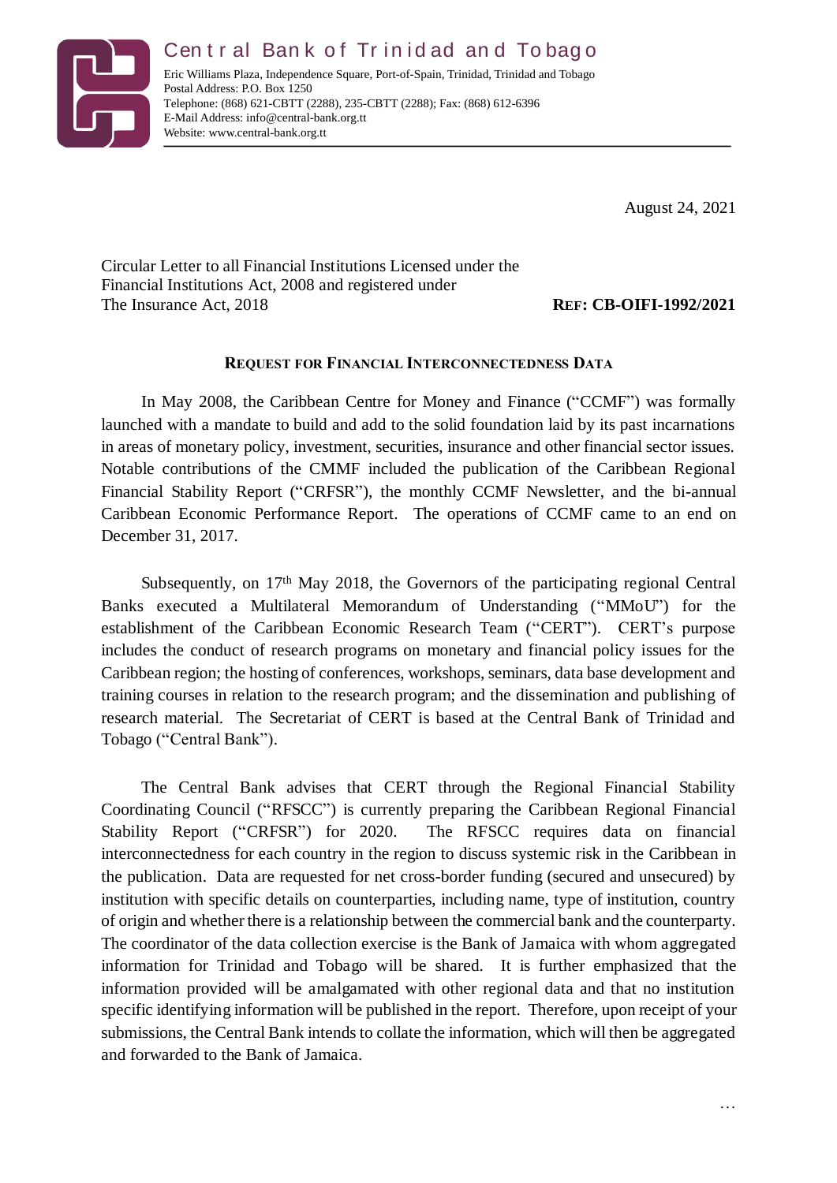# Central Bank of Trinidad and Tobago

Eric Williams Plaza, Independence Square, Port-of-Spain, Trinidad, Trinidad and Tobago
Postal Address: P.O. Box 1250
Telephone: (868) 621-CBTT (2288), 235-CBTT (2288); Fax: (868) 612-6396
E-Mail Address: info@central-bank.org.tt
Website: www.central-bank.org.tt

August 24, 2021

Circular Letter to all Financial Institutions Licensed under the Financial Institutions Act, 2008 and registered under The Insurance Act, 2018

**REF: CB-OIFI-1992/2021**

**REQUEST FOR FINANCIAL INTERCONNECTEDNESS DATA**

In May 2008, the Caribbean Centre for Money and Finance ("CCMF") was formally launched with a mandate to build and add to the solid foundation laid by its past incarnations in areas of monetary policy, investment, securities, insurance and other financial sector issues. Notable contributions of the CMMF included the publication of the Caribbean Regional Financial Stability Report ("CRFSR"), the monthly CCMF Newsletter, and the bi-annual Caribbean Economic Performance Report. The operations of CCMF came to an end on December 31, 2017.

Subsequently, on 17th May 2018, the Governors of the participating regional Central Banks executed a Multilateral Memorandum of Understanding ("MMoU") for the establishment of the Caribbean Economic Research Team ("CERT"). CERT's purpose includes the conduct of research programs on monetary and financial policy issues for the Caribbean region; the hosting of conferences, workshops, seminars, data base development and training courses in relation to the research program; and the dissemination and publishing of research material. The Secretariat of CERT is based at the Central Bank of Trinidad and Tobago ("Central Bank").

The Central Bank advises that CERT through the Regional Financial Stability Coordinating Council ("RFSCC") is currently preparing the Caribbean Regional Financial Stability Report ("CRFSR") for 2020. The RFSCC requires data on financial interconnectedness for each country in the region to discuss systemic risk in the Caribbean in the publication. Data are requested for net cross-border funding (secured and unsecured) by institution with specific details on counterparties, including name, type of institution, country of origin and whether there is a relationship between the commercial bank and the counterparty. The coordinator of the data collection exercise is the Bank of Jamaica with whom aggregated information for Trinidad and Tobago will be shared. It is further emphasized that the information provided will be amalgamated with other regional data and that no institution specific identifying information will be published in the report. Therefore, upon receipt of your submissions, the Central Bank intends to collate the information, which will then be aggregated and forwarded to the Bank of Jamaica.

…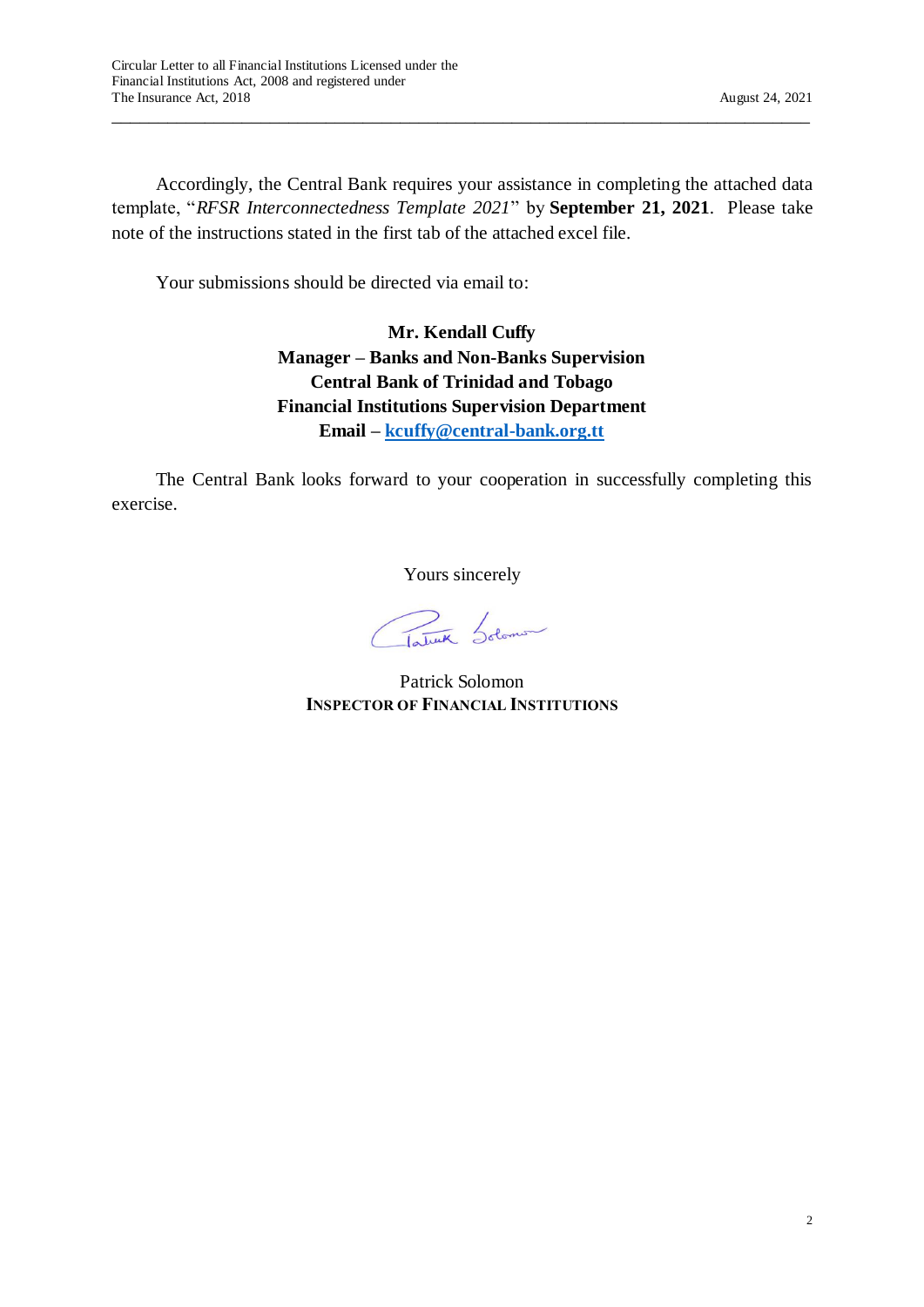Accordingly, the Central Bank requires your assistance in completing the attached data template, "*RFSR Interconnectedness Template 2021*" by **September 21, 2021**. Please take note of the instructions stated in the first tab of the attached excel file.

Your submissions should be directed via email to:

**Mr. Kendall Cuffy**
**Manager – Banks and Non-Banks Supervision**
**Central Bank of Trinidad and Tobago**
**Financial Institutions Supervision Department**
**Email – kcuffy@central-bank.org.tt**

The Central Bank looks forward to your cooperation in successfully completing this exercise.

Yours sincerely

Patrick Solomon
**INSPECTOR OF FINANCIAL INSTITUTIONS**